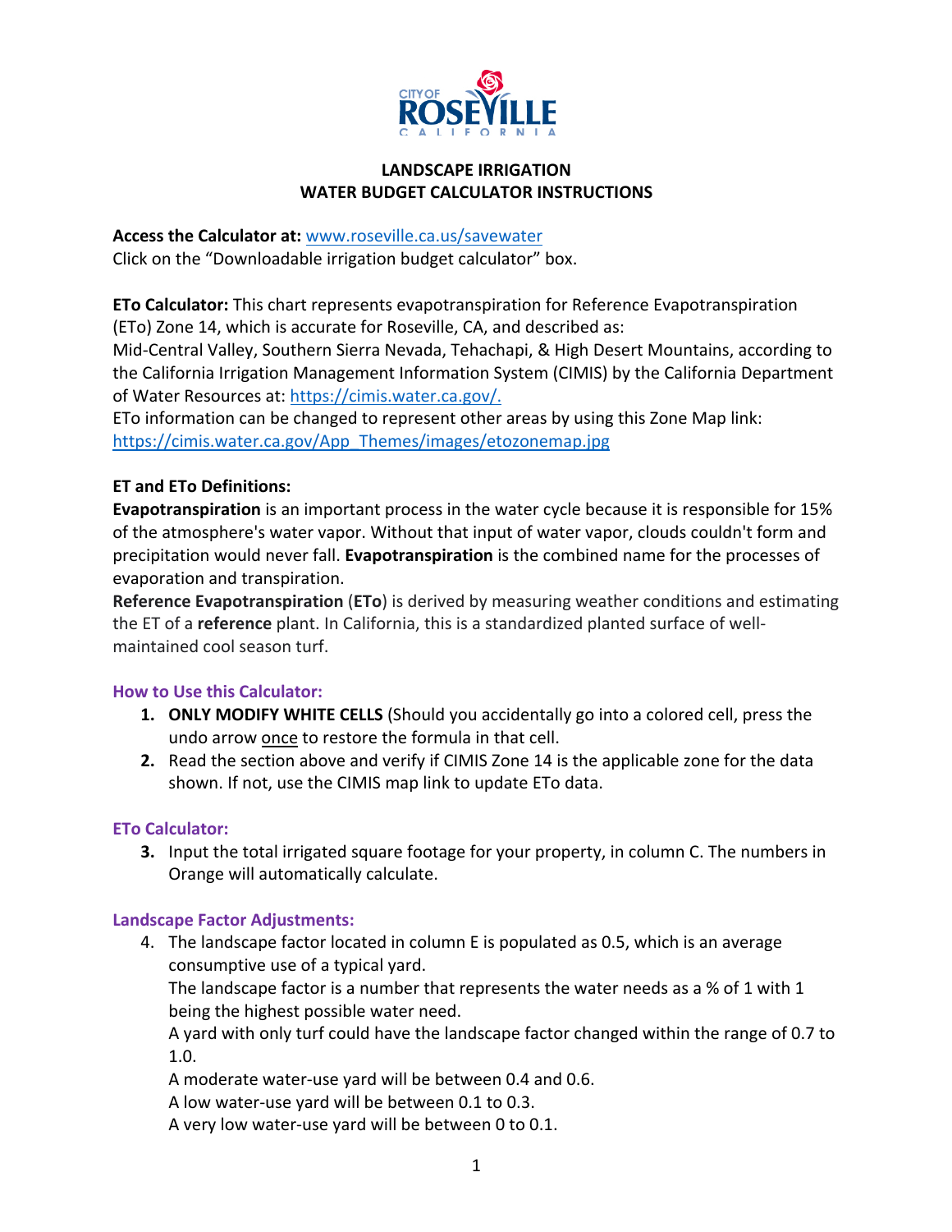CITY OF ROSEVILLE CALIFORNIA

# LANDSCAPE IRRIGATION
# WATER BUDGET CALCULATOR INSTRUCTIONS

**Access the Calculator at:** www.roseville.ca.us/savewater
Click on the "Downloadable irrigation budget calculator" box.

**ETo Calculator:** This chart represents evapotranspiration for Reference Evapotranspiration (ETo) Zone 14, which is accurate for Roseville, CA, and described as:
Mid-Central Valley, Southern Sierra Nevada, Tehachapi, & High Desert Mountains, according to the California Irrigation Management Information System (CIMIS) by the California Department of Water Resources at: https://cimis.water.ca.gov/.
ETo information can be changed to represent other areas by using this Zone Map link: https://cimis.water.ca.gov/App_Themes/images/etozonemap.jpg

**ET and ETo Definitions:**
**Evapotranspiration** is an important process in the water cycle because it is responsible for 15% of the atmosphere's water vapor. Without that input of water vapor, clouds couldn't form and precipitation would never fall. **Evapotranspiration** is the combined name for the processes of evaporation and transpiration.
**Reference Evapotranspiration** (**ETo**) is derived by measuring weather conditions and estimating the ET of a **reference** plant. In California, this is a standardized planted surface of well-maintained cool season turf.

## How to Use this Calculator:

1. **ONLY MODIFY WHITE CELLS** (Should you accidentally go into a colored cell, press the undo arrow once to restore the formula in that cell.
2. Read the section above and verify if CIMIS Zone 14 is the applicable zone for the data shown. If not, use the CIMIS map link to update ETo data.

## ETo Calculator:

3. Input the total irrigated square footage for your property, in column C. The numbers in Orange will automatically calculate.

## Landscape Factor Adjustments:

4. The landscape factor located in column E is populated as 0.5, which is an average consumptive use of a typical yard.
   The landscape factor is a number that represents the water needs as a % of 1 with 1 being the highest possible water need.
   A yard with only turf could have the landscape factor changed within the range of 0.7 to 1.0.
   A moderate water-use yard will be between 0.4 and 0.6.
   A low water-use yard will be between 0.1 to 0.3.
   A very low water-use yard will be between 0 to 0.1.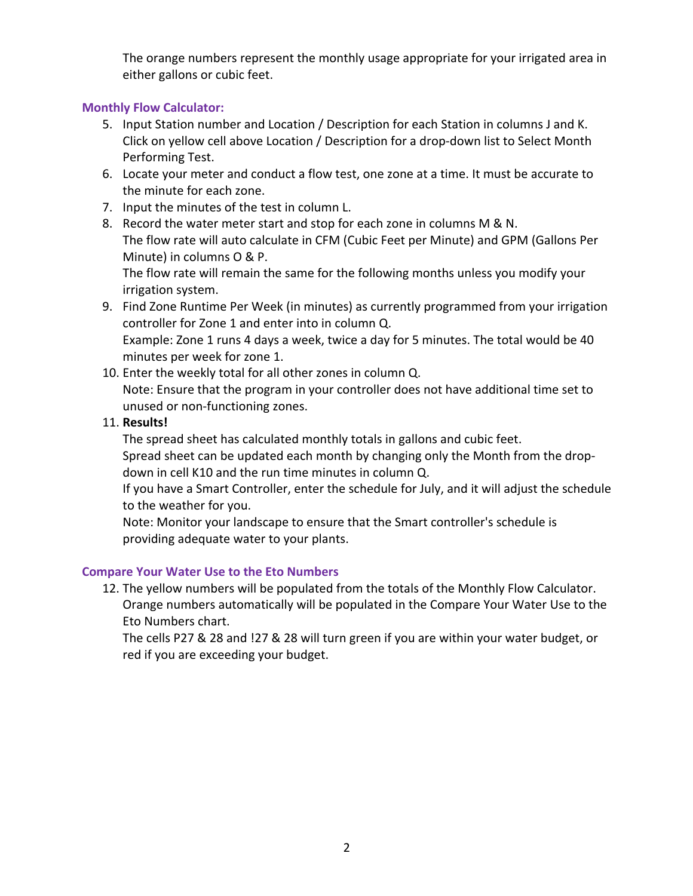The orange numbers represent the monthly usage appropriate for your irrigated area in either gallons or cubic feet.

### Monthly Flow Calculator:

5. Input Station number and Location / Description for each Station in columns J and K. Click on yellow cell above Location / Description for a drop-down list to Select Month Performing Test.
6. Locate your meter and conduct a flow test, one zone at a time. It must be accurate to the minute for each zone.
7. Input the minutes of the test in column L.
8. Record the water meter start and stop for each zone in columns M & N.
   The flow rate will auto calculate in CFM (Cubic Feet per Minute) and GPM (Gallons Per Minute) in columns O & P.
   The flow rate will remain the same for the following months unless you modify your irrigation system.
9. Find Zone Runtime Per Week (in minutes) as currently programmed from your irrigation controller for Zone 1 and enter into in column Q.
   Example: Zone 1 runs 4 days a week, twice a day for 5 minutes. The total would be 40 minutes per week for zone 1.
10. Enter the weekly total for all other zones in column Q.
    Note: Ensure that the program in your controller does not have additional time set to unused or non-functioning zones.
11. **Results!**
    The spread sheet has calculated monthly totals in gallons and cubic feet.
    Spread sheet can be updated each month by changing only the Month from the drop-down in cell K10 and the run time minutes in column Q.
    If you have a Smart Controller, enter the schedule for July, and it will adjust the schedule to the weather for you.
    Note: Monitor your landscape to ensure that the Smart controller's schedule is providing adequate water to your plants.

### Compare Your Water Use to the Eto Numbers

12. The yellow numbers will be populated from the totals of the Monthly Flow Calculator.
    Orange numbers automatically will be populated in the Compare Your Water Use to the Eto Numbers chart.
    The cells P27 & 28 and !27 & 28 will turn green if you are within your water budget, or red if you are exceeding your budget.